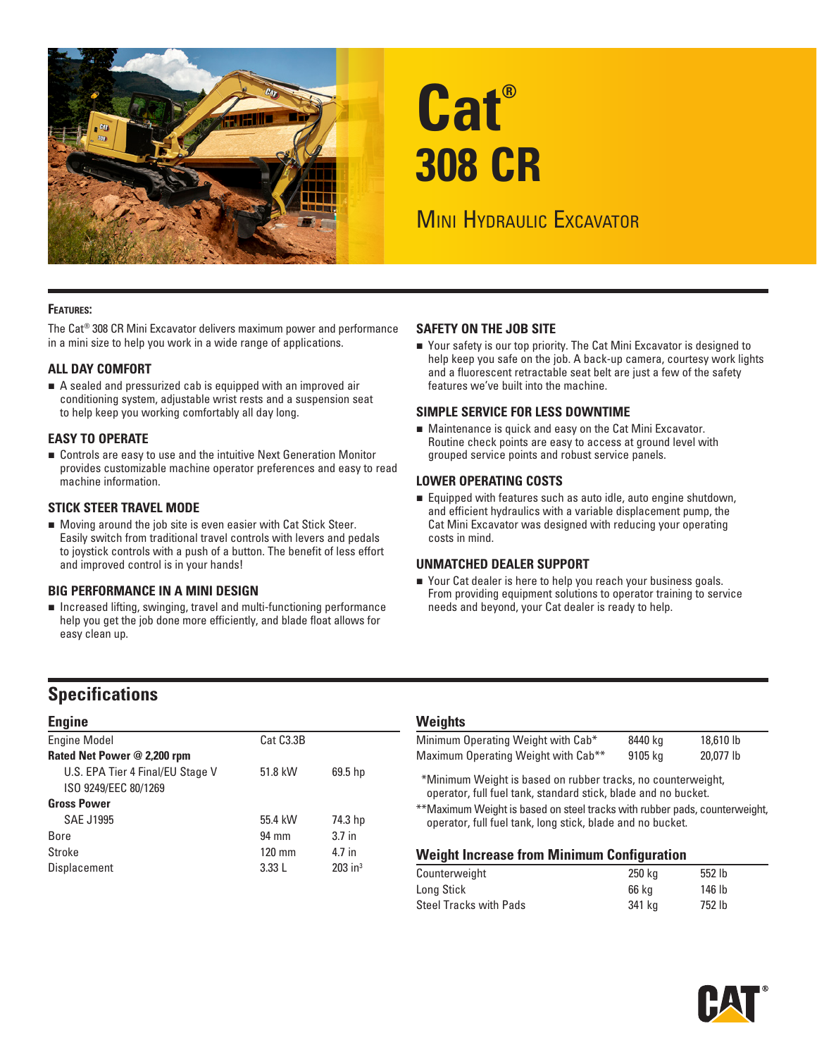# Cat®
# 308 CR
## Mini Hydraulic Excavator

**Features:**

The Cat® 308 CR Mini Excavator delivers maximum power and performance in a mini size to help you work in a wide range of applications.

### ALL DAY COMFORT

- A sealed and pressurized cab is equipped with an improved air conditioning system, adjustable wrist rests and a suspension seat to help keep you working comfortably all day long.

### EASY TO OPERATE

- Controls are easy to use and the intuitive Next Generation Monitor provides customizable machine operator preferences and easy to read machine information.

### STICK STEER TRAVEL MODE

- Moving around the job site is even easier with Cat Stick Steer. Easily switch from traditional travel controls with levers and pedals to joystick controls with a push of a button. The benefit of less effort and improved control is in your hands!

### BIG PERFORMANCE IN A MINI DESIGN

- Increased lifting, swinging, travel and multi-functioning performance help you get the job done more efficiently, and blade float allows for easy clean up.

### SAFETY ON THE JOB SITE

- Your safety is our top priority. The Cat Mini Excavator is designed to help keep you safe on the job. A back-up camera, courtesy work lights and a fluorescent retractable seat belt are just a few of the safety features we've built into the machine.

### SIMPLE SERVICE FOR LESS DOWNTIME

- Maintenance is quick and easy on the Cat Mini Excavator. Routine check points are easy to access at ground level with grouped service points and robust service panels.

### LOWER OPERATING COSTS

- Equipped with features such as auto idle, auto engine shutdown, and efficient hydraulics with a variable displacement pump, the Cat Mini Excavator was designed with reducing your operating costs in mind.

### UNMATCHED DEALER SUPPORT

- Your Cat dealer is here to help you reach your business goals. From providing equipment solutions to operator training to service needs and beyond, your Cat dealer is ready to help.

## Specifications

### Engine

| | | |
|---|---|---|
| Engine Model | Cat C3.3B | |
| **Rated Net Power @ 2,200 rpm** | | |
| U.S. EPA Tier 4 Final/EU Stage V ISO 9249/EEC 80/1269 | 51.8 kW | 69.5 hp |
| **Gross Power** | | |
| SAE J1995 | 55.4 kW | 74.3 hp |
| Bore | 94 mm | 3.7 in |
| Stroke | 120 mm | 4.7 in |
| Displacement | 3.33 L | 203 in³ |

### Weights

| | | |
|---|---|---|
| Minimum Operating Weight with Cab* | 8440 kg | 18,610 lb |
| Maximum Operating Weight with Cab** | 9105 kg | 20,077 lb |

*Minimum Weight is based on rubber tracks, no counterweight, operator, full fuel tank, standard stick, blade and no bucket.

**Maximum Weight is based on steel tracks with rubber pads, counterweight, operator, full fuel tank, long stick, blade and no bucket.

### Weight Increase from Minimum Configuration

| | | |
|---|---|---|
| Counterweight | 250 kg | 552 lb |
| Long Stick | 66 kg | 146 lb |
| Steel Tracks with Pads | 341 kg | 752 lb |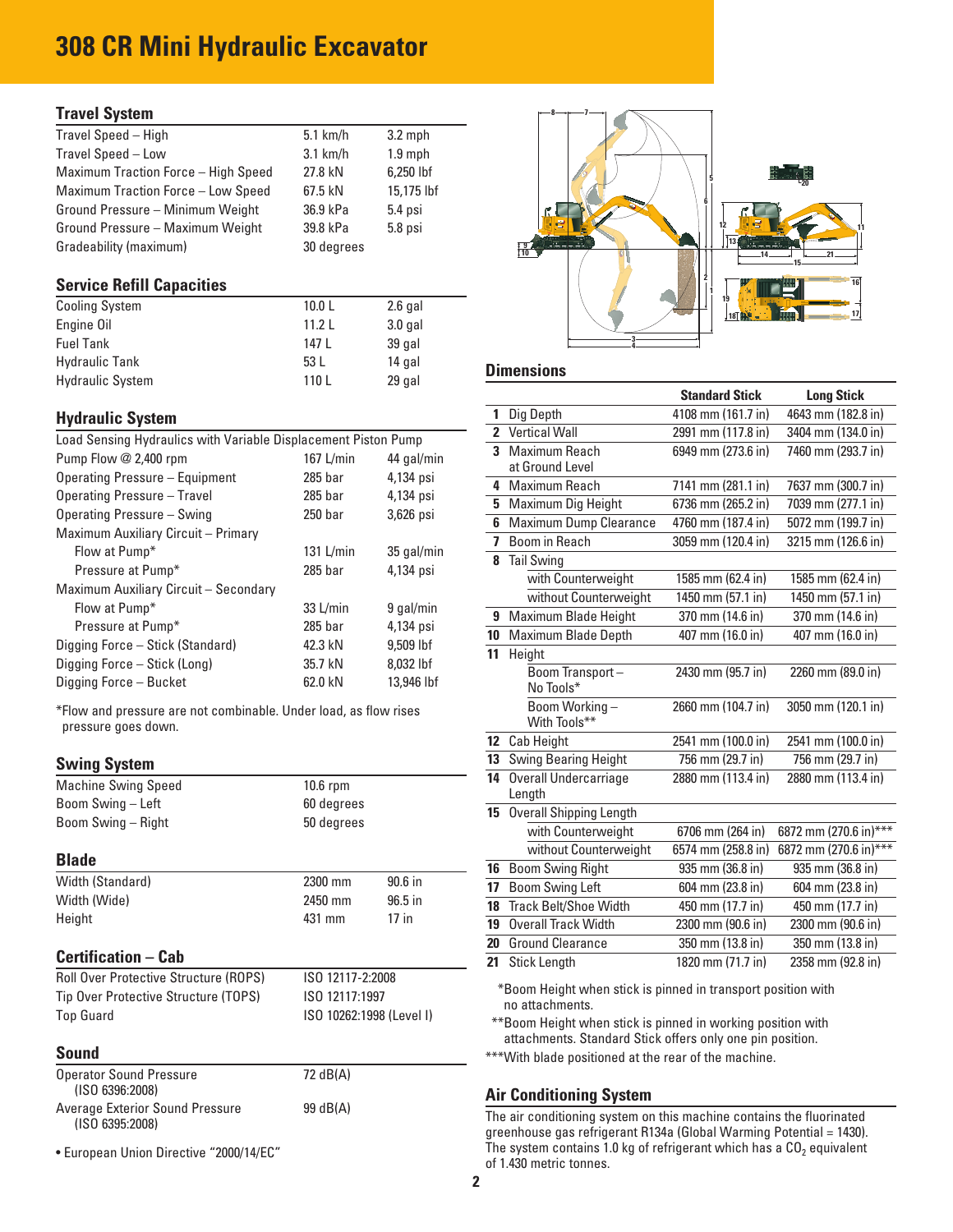# 308 CR Mini Hydraulic Excavator

## Travel System

| | | |
|---|---|---|
| Travel Speed – High | 5.1 km/h | 3.2 mph |
| Travel Speed – Low | 3.1 km/h | 1.9 mph |
| Maximum Traction Force – High Speed | 27.8 kN | 6,250 lbf |
| Maximum Traction Force – Low Speed | 67.5 kN | 15,175 lbf |
| Ground Pressure – Minimum Weight | 36.9 kPa | 5.4 psi |
| Ground Pressure – Maximum Weight | 39.8 kPa | 5.8 psi |
| Gradeability (maximum) | 30 degrees | |

## Service Refill Capacities

| | | |
|---|---|---|
| Cooling System | 10.0 L | 2.6 gal |
| Engine Oil | 11.2 L | 3.0 gal |
| Fuel Tank | 147 L | 39 gal |
| Hydraulic Tank | 53 L | 14 gal |
| Hydraulic System | 110 L | 29 gal |

## Hydraulic System

| | | |
|---|---|---|
| Load Sensing Hydraulics with Variable Displacement Piston Pump | | |
| Pump Flow @ 2,400 rpm | 167 L/min | 44 gal/min |
| Operating Pressure – Equipment | 285 bar | 4,134 psi |
| Operating Pressure – Travel | 285 bar | 4,134 psi |
| Operating Pressure – Swing | 250 bar | 3,626 psi |
| Maximum Auxiliary Circuit – Primary | | |
| Flow at Pump* | 131 L/min | 35 gal/min |
| Pressure at Pump* | 285 bar | 4,134 psi |
| Maximum Auxiliary Circuit – Secondary | | |
| Flow at Pump* | 33 L/min | 9 gal/min |
| Pressure at Pump* | 285 bar | 4,134 psi |
| Digging Force – Stick (Standard) | 42.3 kN | 9,509 lbf |
| Digging Force – Stick (Long) | 35.7 kN | 8,032 lbf |
| Digging Force – Bucket | 62.0 kN | 13,946 lbf |

*Flow and pressure are not combinable. Under load, as flow rises pressure goes down.

## Swing System

| | |
|---|---|
| Machine Swing Speed | 10.6 rpm |
| Boom Swing – Left | 60 degrees |
| Boom Swing – Right | 50 degrees |

## Blade

| | | |
|---|---|---|
| Width (Standard) | 2300 mm | 90.6 in |
| Width (Wide) | 2450 mm | 96.5 in |
| Height | 431 mm | 17 in |

## Certification – Cab

| | |
|---|---|
| Roll Over Protective Structure (ROPS) | ISO 12117-2:2008 |
| Tip Over Protective Structure (TOPS) | ISO 12117:1997 |
| Top Guard | ISO 10262:1998 (Level I) |

## Sound

| | |
|---|---|
| Operator Sound Pressure (ISO 6396:2008) | 72 dB(A) |
| Average Exterior Sound Pressure (ISO 6395:2008) | 99 dB(A) |

• European Union Directive "2000/14/EC"

## Dimensions

| | | Standard Stick | Long Stick |
|---|---|---|---|
| 1 | Dig Depth | 4108 mm (161.7 in) | 4643 mm (182.8 in) |
| 2 | Vertical Wall | 2991 mm (117.8 in) | 3404 mm (134.0 in) |
| 3 | Maximum Reach at Ground Level | 6949 mm (273.6 in) | 7460 mm (293.7 in) |
| 4 | Maximum Reach | 7141 mm (281.1 in) | 7637 mm (300.7 in) |
| 5 | Maximum Dig Height | 6736 mm (265.2 in) | 7039 mm (277.1 in) |
| 6 | Maximum Dump Clearance | 4760 mm (187.4 in) | 5072 mm (199.7 in) |
| 7 | Boom in Reach | 3059 mm (120.4 in) | 3215 mm (126.6 in) |
| 8 | Tail Swing | | |
| | with Counterweight | 1585 mm (62.4 in) | 1585 mm (62.4 in) |
| | without Counterweight | 1450 mm (57.1 in) | 1450 mm (57.1 in) |
| 9 | Maximum Blade Height | 370 mm (14.6 in) | 370 mm (14.6 in) |
| 10 | Maximum Blade Depth | 407 mm (16.0 in) | 407 mm (16.0 in) |
| 11 | Height | | |
| | Boom Transport – No Tools* | 2430 mm (95.7 in) | 2260 mm (89.0 in) |
| | Boom Working – With Tools** | 2660 mm (104.7 in) | 3050 mm (120.1 in) |
| 12 | Cab Height | 2541 mm (100.0 in) | 2541 mm (100.0 in) |
| 13 | Swing Bearing Height | 756 mm (29.7 in) | 756 mm (29.7 in) |
| 14 | Overall Undercarriage Length | 2880 mm (113.4 in) | 2880 mm (113.4 in) |
| 15 | Overall Shipping Length | | |
| | with Counterweight | 6706 mm (264 in) | 6872 mm (270.6 in)*** |
| | without Counterweight | 6574 mm (258.8 in) | 6872 mm (270.6 in)*** |
| 16 | Boom Swing Right | 935 mm (36.8 in) | 935 mm (36.8 in) |
| 17 | Boom Swing Left | 604 mm (23.8 in) | 604 mm (23.8 in) |
| 18 | Track Belt/Shoe Width | 450 mm (17.7 in) | 450 mm (17.7 in) |
| 19 | Overall Track Width | 2300 mm (90.6 in) | 2300 mm (90.6 in) |
| 20 | Ground Clearance | 350 mm (13.8 in) | 350 mm (13.8 in) |
| 21 | Stick Length | 1820 mm (71.7 in) | 2358 mm (92.8 in) |

*Boom Height when stick is pinned in transport position with no attachments.

**Boom Height when stick is pinned in working position with attachments. Standard Stick offers only one pin position.

***With blade positioned at the rear of the machine.

## Air Conditioning System

The air conditioning system on this machine contains the fluorinated greenhouse gas refrigerant R134a (Global Warming Potential = 1430). The system contains 1.0 kg of refrigerant which has a $CO_2$ equivalent of 1.430 metric tonnes.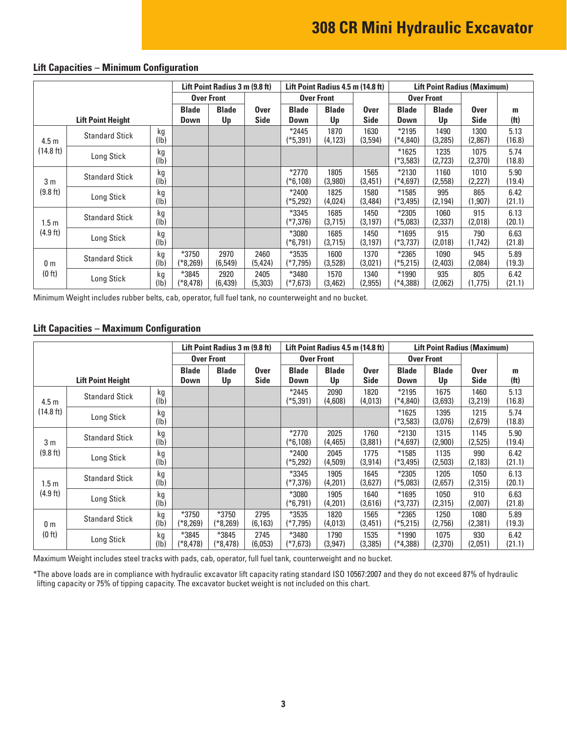# 308 CR Mini Hydraulic Excavator

## Lift Capacities – Minimum Configuration

| Lift Point Height | | | Lift Point Radius 3 m (9.8 ft) | | | Lift Point Radius 4.5 m (14.8 ft) | | | Lift Point Radius (Maximum) | | | |
|---|---|---|---|---|---|---|---|---|---|---|---|---|
| | | | Over Front | | | Over Front | | | Over Front | | | |
| | | | Blade Down | Blade Up | Over Side | Blade Down | Blade Up | Over Side | Blade Down | Blade Up | Over Side | m (ft) |
| 4.5 m (14.8 ft) | Standard Stick | kg (lb) | | | | *2445 (*5,391) | 1870 (4,123) | 1630 (3,594) | *2195 (*4,840) | 1490 (3,285) | 1300 (2,867) | 5.13 (16.8) |
| | Long Stick | kg (lb) | | | | | | | *1625 (*3,583) | 1235 (2,723) | 1075 (2,370) | 5.74 (18.8) |
| 3 m (9.8 ft) | Standard Stick | kg (lb) | | | | *2770 (*6,108) | 1805 (3,980) | 1565 (3,451) | *2130 (*4,697) | 1160 (2,558) | 1010 (2,227) | 5.90 (19.4) |
| | Long Stick | kg (lb) | | | | *2400 (*5,292) | 1825 (4,024) | 1580 (3,484) | *1585 (*3,495) | 995 (2,194) | 865 (1,907) | 6.42 (21.1) |
| 1.5 m (4.9 ft) | Standard Stick | kg (lb) | | | | *3345 (*7,376) | 1685 (3,715) | 1450 (3,197) | *2305 (*5,083) | 1060 (2,337) | 915 (2,018) | 6.13 (20.1) |
| | Long Stick | kg (lb) | | | | *3080 (*6,791) | 1685 (3,715) | 1450 (3,197) | *1695 (*3,737) | 915 (2,018) | 790 (1,742) | 6.63 (21.8) |
| 0 m (0 ft) | Standard Stick | kg (lb) | *3750 (*8,269) | 2970 (6,549) | 2460 (5,424) | *3535 (*7,795) | 1600 (3,528) | 1370 (3,021) | *2365 (*5,215) | 1090 (2,403) | 945 (2,084) | 5.89 (19.3) |
| | Long Stick | kg (lb) | *3845 (*8,478) | 2920 (6,439) | 2405 (5,303) | *3480 (*7,673) | 1570 (3,462) | 1340 (2,955) | *1990 (*4,388) | 935 (2,062) | 805 (1,775) | 6.42 (21.1) |

Minimum Weight includes rubber belts, cab, operator, full fuel tank, no counterweight and no bucket.

## Lift Capacities – Maximum Configuration

| Lift Point Height | | | Lift Point Radius 3 m (9.8 ft) | | | Lift Point Radius 4.5 m (14.8 ft) | | | Lift Point Radius (Maximum) | | | |
|---|---|---|---|---|---|---|---|---|---|---|---|---|
| | | | Over Front | | | Over Front | | | Over Front | | | |
| | | | Blade Down | Blade Up | Over Side | Blade Down | Blade Up | Over Side | Blade Down | Blade Up | Over Side | m (ft) |
| 4.5 m (14.8 ft) | Standard Stick | kg (lb) | | | | *2445 (*5,391) | 2090 (4,608) | 1820 (4,013) | *2195 (*4,840) | 1675 (3,693) | 1460 (3,219) | 5.13 (16.8) |
| | Long Stick | kg (lb) | | | | | | | *1625 (*3,583) | 1395 (3,076) | 1215 (2,679) | 5.74 (18.8) |
| 3 m (9.8 ft) | Standard Stick | kg (lb) | | | | *2770 (*6,108) | 2025 (4,465) | 1760 (3,881) | *2130 (*4,697) | 1315 (2,900) | 1145 (2,525) | 5.90 (19.4) |
| | Long Stick | kg (lb) | | | | *2400 (*5,292) | 2045 (4,509) | 1775 (3,914) | *1585 (*3,495) | 1135 (2,503) | 990 (2,183) | 6.42 (21.1) |
| 1.5 m (4.9 ft) | Standard Stick | kg (lb) | | | | *3345 (*7,376) | 1905 (4,201) | 1645 (3,627) | *2305 (*5,083) | 1205 (2,657) | 1050 (2,315) | 6.13 (20.1) |
| | Long Stick | kg (lb) | | | | *3080 (*6,791) | 1905 (4,201) | 1640 (3,616) | *1695 (*3,737) | 1050 (2,315) | 910 (2,007) | 6.63 (21.8) |
| 0 m (0 ft) | Standard Stick | kg (lb) | *3750 (*8,269) | *3750 (*8,269) | 2795 (6,163) | *3535 (*7,795) | 1820 (4,013) | 1565 (3,451) | *2365 (*5,215) | 1250 (2,756) | 1080 (2,381) | 5.89 (19.3) |
| | Long Stick | kg (lb) | *3845 (*8,478) | *3845 (*8,478) | 2745 (6,053) | *3480 (*7,673) | 1790 (3,947) | 1535 (3,385) | *1990 (*4,388) | 1075 (2,370) | 930 (2,051) | 6.42 (21.1) |

Maximum Weight includes steel tracks with pads, cab, operator, full fuel tank, counterweight and no bucket.

*The above loads are in compliance with hydraulic excavator lift capacity rating standard ISO 10567:2007 and they do not exceed 87% of hydraulic lifting capacity or 75% of tipping capacity. The excavator bucket weight is not included on this chart.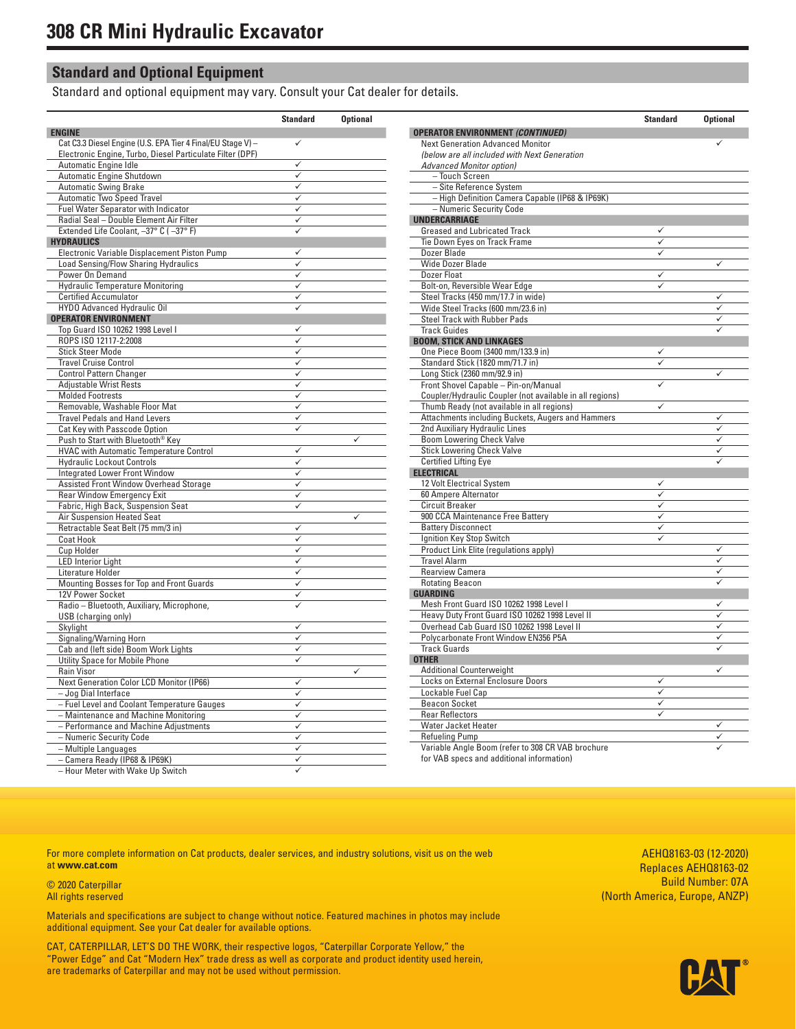# 308 CR Mini Hydraulic Excavator

## Standard and Optional Equipment

Standard and optional equipment may vary. Consult your Cat dealer for details.

| | Standard | Optional |
|---|---|---|
| **ENGINE** | | |
| Cat C3.3 Diesel Engine (U.S. EPA Tier 4 Final/EU Stage V) – Electronic Engine, Turbo, Diesel Particulate Filter (DPF) | ✓ | |
| Automatic Engine Idle | ✓ | |
| Automatic Engine Shutdown | ✓ | |
| Automatic Swing Brake | ✓ | |
| Automatic Two Speed Travel | ✓ | |
| Fuel Water Separator with Indicator | ✓ | |
| Radial Seal – Double Element Air Filter | ✓ | |
| Extended Life Coolant, –37° C (–37° F) | ✓ | |
| **HYDRAULICS** | | |
| Electronic Variable Displacement Piston Pump | ✓ | |
| Load Sensing/Flow Sharing Hydraulics | ✓ | |
| Power On Demand | ✓ | |
| Hydraulic Temperature Monitoring | ✓ | |
| Certified Accumulator | ✓ | |
| HYDO Advanced Hydraulic Oil | ✓ | |
| **OPERATOR ENVIRONMENT** | | |
| Top Guard ISO 10262 1998 Level I | ✓ | |
| ROPS ISO 12117-2:2008 | ✓ | |
| Stick Steer Mode | ✓ | |
| Travel Cruise Control | ✓ | |
| Control Pattern Changer | ✓ | |
| Adjustable Wrist Rests | ✓ | |
| Molded Footrests | ✓ | |
| Removable, Washable Floor Mat | ✓ | |
| Travel Pedals and Hand Levers | ✓ | |
| Cat Key with Passcode Option | ✓ | |
| Push to Start with Bluetooth® Key | | ✓ |
| HVAC with Automatic Temperature Control | ✓ | |
| Hydraulic Lockout Controls | ✓ | |
| Integrated Lower Front Window | ✓ | |
| Assisted Front Window Overhead Storage | ✓ | |
| Rear Window Emergency Exit | ✓ | |
| Fabric, High Back, Suspension Seat | ✓ | |
| Air Suspension Heated Seat | | ✓ |
| Retractable Seat Belt (75 mm/3 in) | ✓ | |
| Coat Hook | ✓ | |
| Cup Holder | ✓ | |
| LED Interior Light | ✓ | |
| Literature Holder | ✓ | |
| Mounting Bosses for Top and Front Guards | ✓ | |
| 12V Power Socket | ✓ | |
| Radio – Bluetooth, Auxiliary, Microphone, USB (charging only) | ✓ | |
| Skylight | ✓ | |
| Signaling/Warning Horn | ✓ | |
| Cab and (left side) Boom Work Lights | ✓ | |
| Utility Space for Mobile Phone | ✓ | |
| Rain Visor | | ✓ |
| Next Generation Color LCD Monitor (IP66) | ✓ | |
| – Jog Dial Interface | ✓ | |
| – Fuel Level and Coolant Temperature Gauges | ✓ | |
| – Maintenance and Machine Monitoring | ✓ | |
| – Performance and Machine Adjustments | ✓ | |
| – Numeric Security Code | ✓ | |
| – Multiple Languages | ✓ | |
| – Camera Ready (IP68 & IP69K) | ✓ | |
| – Hour Meter with Wake Up Switch | ✓ | |

| | Standard | Optional |
|---|---|---|
| **OPERATOR ENVIRONMENT *(CONTINUED)*** | | |
| Next Generation Advanced Monitor *(below are all included with Next Generation Advanced Monitor option)* | | ✓ |
| – Touch Screen | | |
| – Site Reference System | | |
| – High Definition Camera Capable (IP68 & IP69K) | | |
| – Numeric Security Code | | |
| **UNDERCARRIAGE** | | |
| Greased and Lubricated Track | ✓ | |
| Tie Down Eyes on Track Frame | ✓ | |
| Dozer Blade | ✓ | |
| Wide Dozer Blade | | ✓ |
| Dozer Float | ✓ | |
| Bolt-on, Reversible Wear Edge | ✓ | |
| Steel Tracks (450 mm/17.7 in wide) | | ✓ |
| Wide Steel Tracks (600 mm/23.6 in) | | ✓ |
| Steel Track with Rubber Pads | | ✓ |
| Track Guides | | ✓ |
| **BOOM, STICK AND LINKAGES** | | |
| One Piece Boom (3400 mm/133.9 in) | ✓ | |
| Standard Stick (1820 mm/71.7 in) | ✓ | |
| Long Stick (2360 mm/92.9 in) | | ✓ |
| Front Shovel Capable – Pin-on/Manual Coupler/Hydraulic Coupler (not available in all regions) | ✓ | |
| Thumb Ready (not available in all regions) | ✓ | |
| Attachments including Buckets, Augers and Hammers | | ✓ |
| 2nd Auxiliary Hydraulic Lines | | ✓ |
| Boom Lowering Check Valve | | ✓ |
| Stick Lowering Check Valve | | ✓ |
| Certified Lifting Eye | | ✓ |
| **ELECTRICAL** | | |
| 12 Volt Electrical System | ✓ | |
| 60 Ampere Alternator | ✓ | |
| Circuit Breaker | ✓ | |
| 900 CCA Maintenance Free Battery | ✓ | |
| Battery Disconnect | ✓ | |
| Ignition Key Stop Switch | ✓ | |
| Product Link Elite (regulations apply) | | ✓ |
| Travel Alarm | | ✓ |
| Rearview Camera | | ✓ |
| Rotating Beacon | | ✓ |
| **GUARDING** | | |
| Mesh Front Guard ISO 10262 1998 Level I | | ✓ |
| Heavy Duty Front Guard ISO 10262 1998 Level II | | ✓ |
| Overhead Cab Guard ISO 10262 1998 Level II | | ✓ |
| Polycarbonate Front Window EN356 P5A | | ✓ |
| Track Guards | | ✓ |
| **OTHER** | | |
| Additional Counterweight | | ✓ |
| Locks on External Enclosure Doors | ✓ | |
| Lockable Fuel Cap | ✓ | |
| Beacon Socket | ✓ | |
| Rear Reflectors | ✓ | |
| Water Jacket Heater | | ✓ |
| Refueling Pump | | ✓ |
| Variable Angle Boom (refer to 308 CR VAB brochure for VAB specs and additional information) | | ✓ |

For more complete information on Cat products, dealer services, and industry solutions, visit us on the web at **www.cat.com**

© 2020 Caterpillar
All rights reserved

Materials and specifications are subject to change without notice. Featured machines in photos may include additional equipment. See your Cat dealer for available options.

CAT, CATERPILLAR, LET'S DO THE WORK, their respective logos, "Caterpillar Corporate Yellow," the "Power Edge" and Cat "Modern Hex" trade dress as well as corporate and product identity used herein, are trademarks of Caterpillar and may not be used without permission.

AEHQ8163-03 (12-2020)
Replaces AEHQ8163-02
Build Number: 07A
(North America, Europe, ANZP)